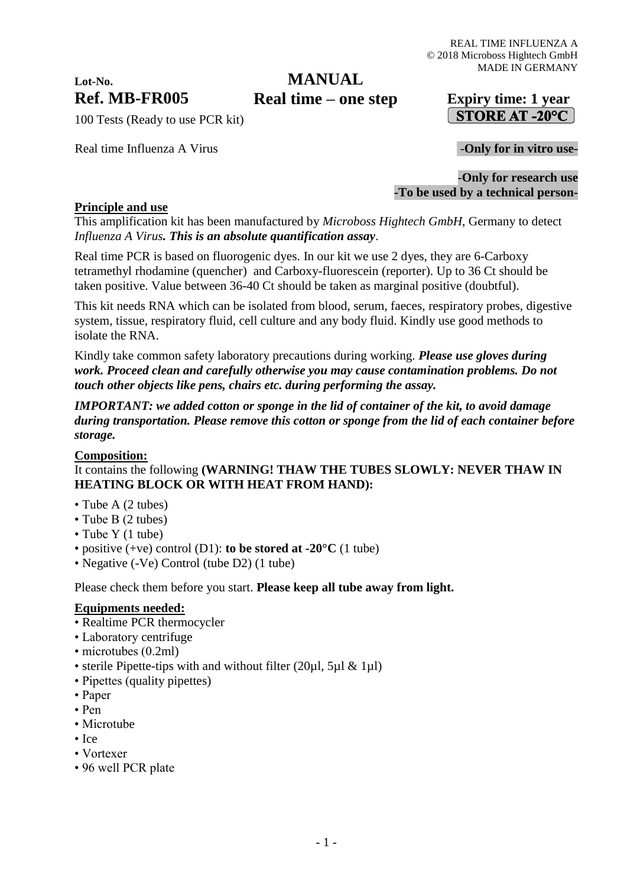REAL TIME INFLUENZA A
© 2018 Microboss Hightech GmbH
MADE IN GERMANY

**Lot-No.**

**Ref. MB-FR005**

# MANUAL
# Real time – one step

**Expiry time: 1 year**

**STORE AT -20°C**

100 Tests (Ready to use PCR kit)

Real time Influenza A Virus

**-Only for in vitro use-**

**-Only for research use**
**-To be used by a technical person-**

## Principle and use

This amplification kit has been manufactured by *Microboss Hightech GmbH*, Germany to detect *Influenza A Virus. **This is an absolute quantification assay***.

Real time PCR is based on fluorogenic dyes. In our kit we use 2 dyes, they are 6-Carboxy tetramethyl rhodamine (quencher) and Carboxy-fluorescein (reporter). Up to 36 Ct should be taken positive. Value between 36-40 Ct should be taken as marginal positive (doubtful).

This kit needs RNA which can be isolated from blood, serum, faeces, respiratory probes, digestive system, tissue, respiratory fluid, cell culture and any body fluid. Kindly use good methods to isolate the RNA.

Kindly take common safety laboratory precautions during working. ***Please use gloves during work. Proceed clean and carefully otherwise you may cause contamination problems. Do not touch other objects like pens, chairs etc. during performing the assay.***

***IMPORTANT: we added cotton or sponge in the lid of container of the kit, to avoid damage during transportation. Please remove this cotton or sponge from the lid of each container before storage.***

## Composition:

It contains the following **(WARNING! THAW THE TUBES SLOWLY: NEVER THAW IN HEATING BLOCK OR WITH HEAT FROM HAND):**

- Tube A (2 tubes)
- Tube B (2 tubes)
- Tube Y (1 tube)
- positive (+ve) control (D1): **to be stored at -20°C** (1 tube)
- Negative (-Ve) Control (tube D2) (1 tube)

Please check them before you start. **Please keep all tube away from light.**

## Equipments needed:

- Realtime PCR thermocycler
- Laboratory centrifuge
- microtubes (0.2ml)
- sterile Pipette-tips with and without filter (20µl, 5µl & 1µl)
- Pipettes (quality pipettes)
- Paper
- Pen
- Microtube
- Ice
- Vortexer
- 96 well PCR plate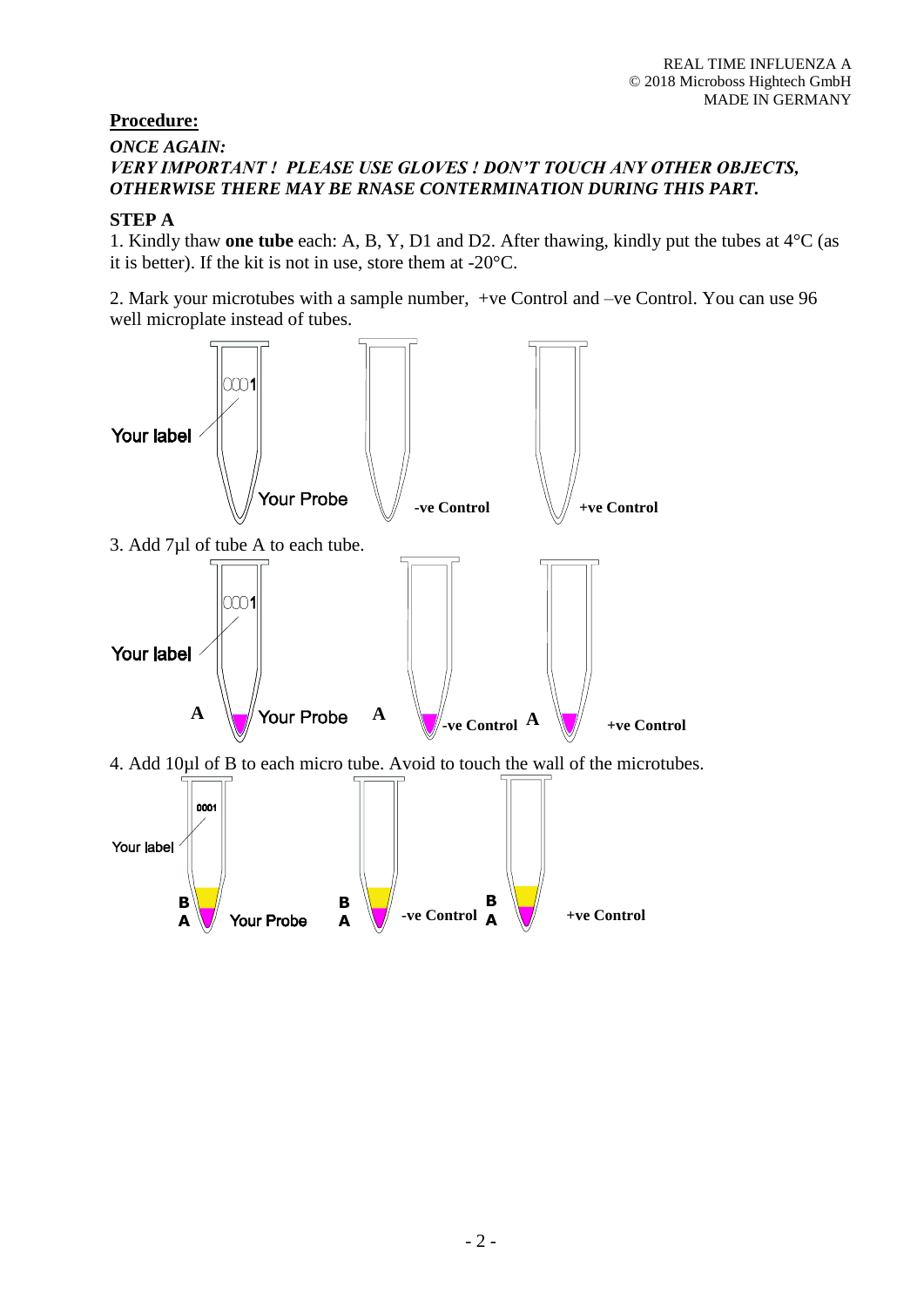## Procedure:

***ONCE AGAIN:***
***VERY IMPORTANT ! PLEASE USE GLOVES ! DON'T TOUCH ANY OTHER OBJECTS, OTHERWISE THERE MAY BE RNASE CONTERMINATION DURING THIS PART.***

### STEP A

1. Kindly thaw **one tube** each: A, B, Y, D1 and D2. After thawing, kindly put the tubes at 4°C (as it is better). If the kit is not in use, store them at -20°C.

2. Mark your microtubes with a sample number, +ve Control and –ve Control. You can use 96 well microplate instead of tubes.

Your label 0001 Your Probe -ve Control +ve Control

3. Add 7µl of tube A to each tube.

Your label 0001 A Your Probe A -ve Control A +ve Control

4. Add 10µl of B to each micro tube. Avoid to touch the wall of the microtubes.

Your label 0001 B A Your Probe B A -ve Control B A +ve Control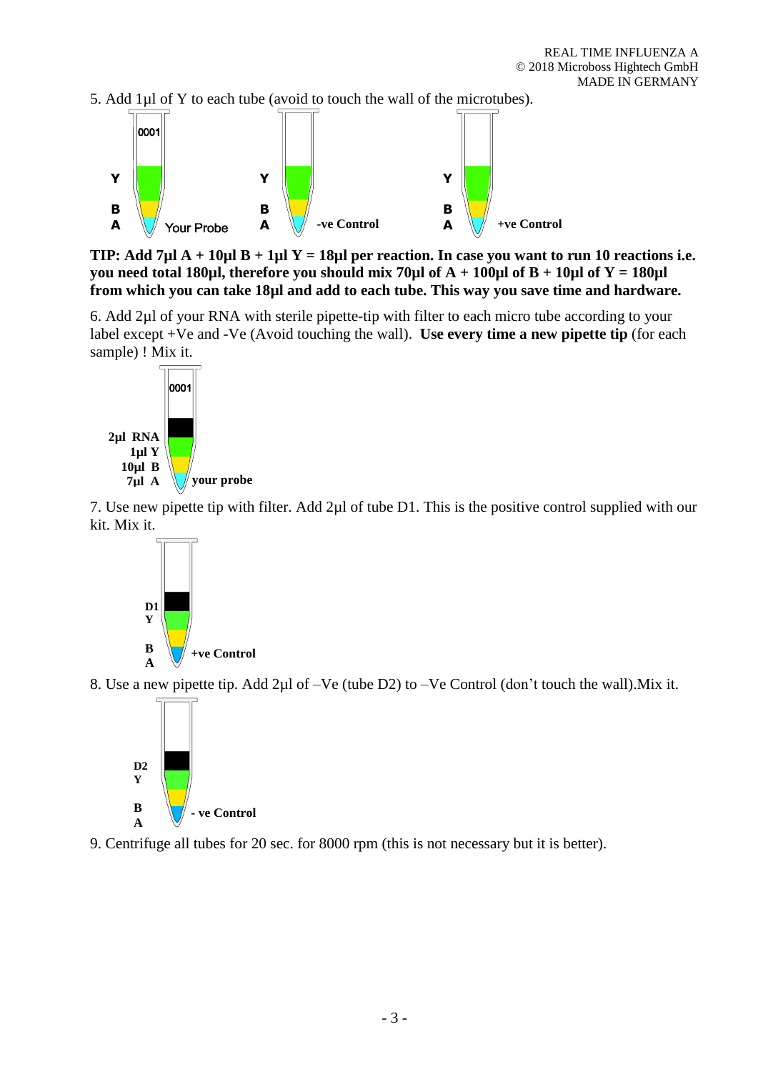5. Add 1µl of Y to each tube (avoid to touch the wall of the microtubes).

**TIP: Add 7µl A + 10µl B + 1µl Y = 18µl per reaction. In case you want to run 10 reactions i.e. you need total 180µl, therefore you should mix 70µl of A + 100µl of B + 10µl of Y = 180µl from which you can take 18µl and add to each tube. This way you save time and hardware.**

6. Add 2µl of your RNA with sterile pipette-tip with filter to each micro tube according to your label except +Ve and -Ve (Avoid touching the wall). **Use every time a new pipette tip** (for each sample) ! Mix it.

7. Use new pipette tip with filter. Add 2µl of tube D1. This is the positive control supplied with our kit. Mix it.

8. Use a new pipette tip. Add 2µl of –Ve (tube D2) to –Ve Control (don't touch the wall).Mix it.

9. Centrifuge all tubes for 20 sec. for 8000 rpm (this is not necessary but it is better).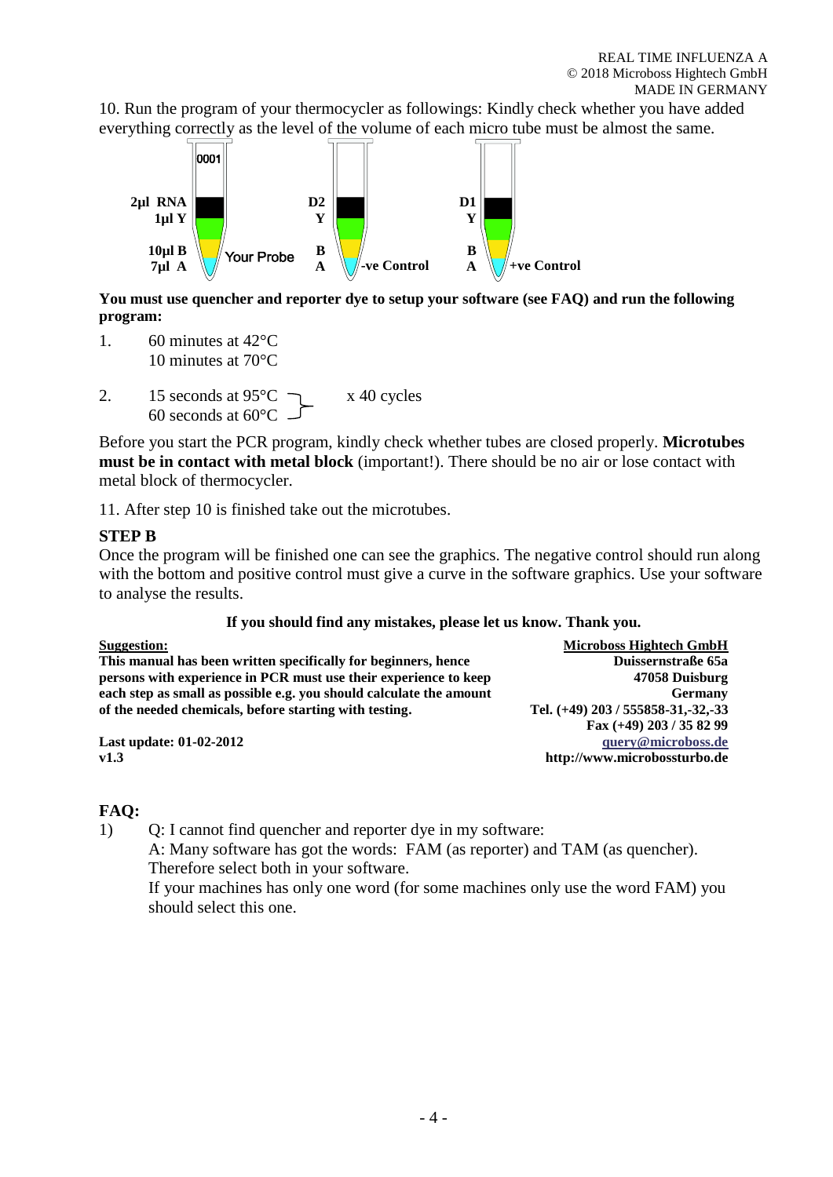10. Run the program of your thermocycler as followings: Kindly check whether you have added everything correctly as the level of the volume of each micro tube must be almost the same.

0001

2µl RNA
1µl Y
10µl B
7µl A
Your Probe

D2
Y
B
A
-ve Control

D1
Y
B
A
+ve Control

**You must use quencher and reporter dye to setup your software (see FAQ) and run the following program:**

1. 60 minutes at 42°C
   10 minutes at 70°C

2. 15 seconds at 95°C
   60 seconds at 60°C
   x 40 cycles

Before you start the PCR program, kindly check whether tubes are closed properly. **Microtubes must be in contact with metal block** (important!). There should be no air or lose contact with metal block of thermocycler.

11. After step 10 is finished take out the microtubes.

## STEP B

Once the program will be finished one can see the graphics. The negative control should run along with the bottom and positive control must give a curve in the software graphics. Use your software to analyse the results.

**If you should find any mistakes, please let us know. Thank you.**

**Suggestion:**
**This manual has been written specifically for beginners, hence persons with experience in PCR must use their experience to keep each step as small as possible e.g. you should calculate the amount of the needed chemicals, before starting with testing.**

**Last update: 01-02-2012**
**v1.3**

**Microboss Hightech GmbH**
**Duissernstraße 65a**
**47058 Duisburg**
**Germany**
**Tel. (+49) 203 / 555858-31,-32,-33**
**Fax (+49) 203 / 35 82 99**
**query@microboss.de**
**http://www.microbossturbo.de**

## FAQ:

1) Q: I cannot find quencher and reporter dye in my software:
   A: Many software has got the words: FAM (as reporter) and TAM (as quencher). Therefore select both in your software.
   If your machines has only one word (for some machines only use the word FAM) you should select this one.